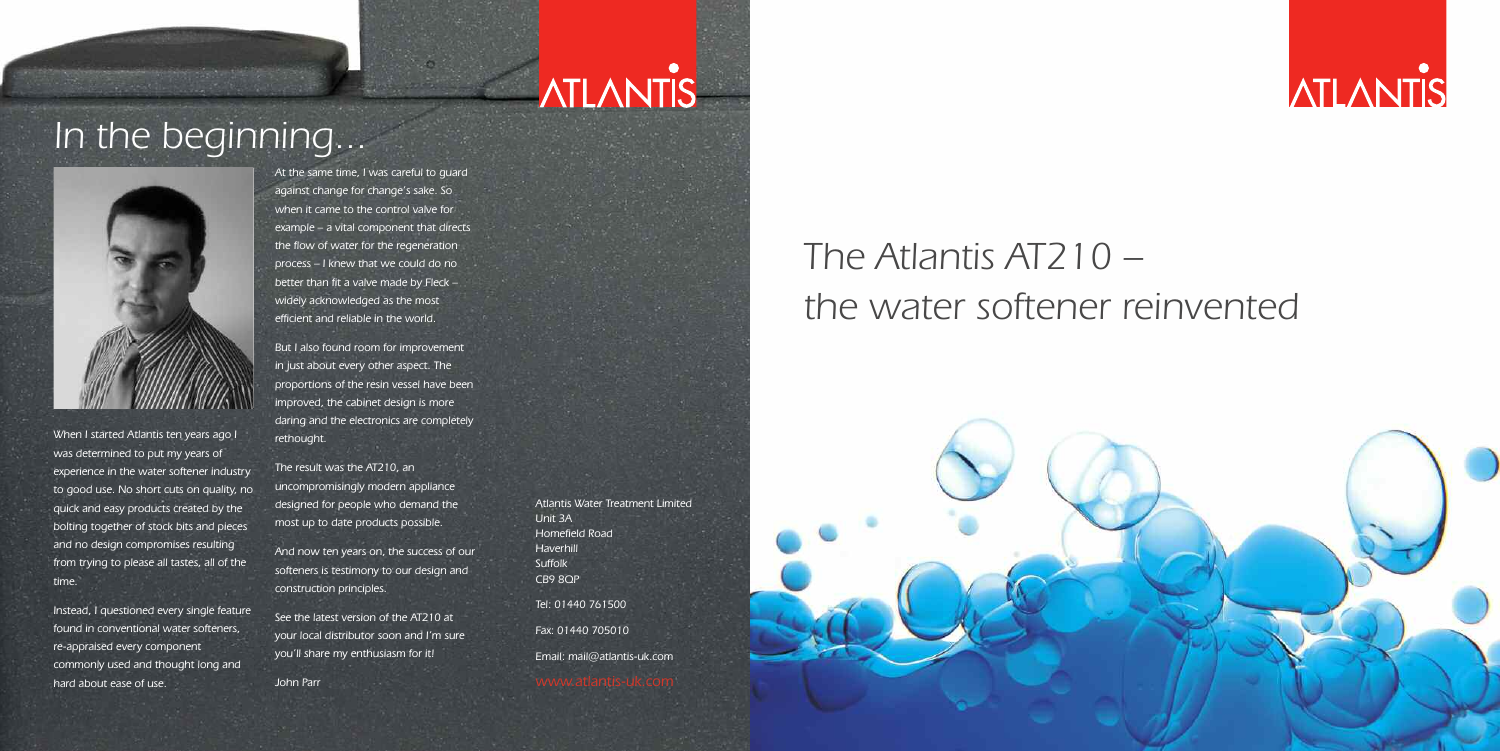ATLANTIS

# In the beginning...

When I started Atlantis ten years ago I was determined to put my years of experience in the water softener industry to good use. No short cuts on quality, no quick and easy products created by the bolting together of stock bits and pieces and no design compromises resulting from trying to please all tastes, all of the time.

Instead, I questioned every single feature found in conventional water softeners, re-appraised every component commonly used and thought long and hard about ease of use.

At the same time, I was careful to guard against change for change's sake. So when it came to the control valve for example – a vital component that directs the flow of water for the regeneration process – I knew that we could do no better than fit a valve made by Fleck – widely acknowledged as the most efficient and reliable in the world.

But I also found room for improvement in just about every other aspect. The proportions of the resin vessel have been improved, the cabinet design is more daring and the electronics are completely rethought.

The result was the AT210, an uncompromisingly modern appliance designed for people who demand the most up to date products possible.

And now ten years on, the success of our softeners is testimony to our design and construction principles.

See the latest version of the AT210 at your local distributor soon and I'm sure you'll share my enthusiasm for it!

John Parr

Atlantis Water Treatment Limited
Unit 3A
Homefield Road
Haverhill
Suffolk
CB9 8QP

Tel: 01440 761500

Fax: 01440 705010

Email: mail@atlantis-uk.com

www.atlantis-uk.com

ATLANTIS

# The Atlantis AT210 – the water softener reinvented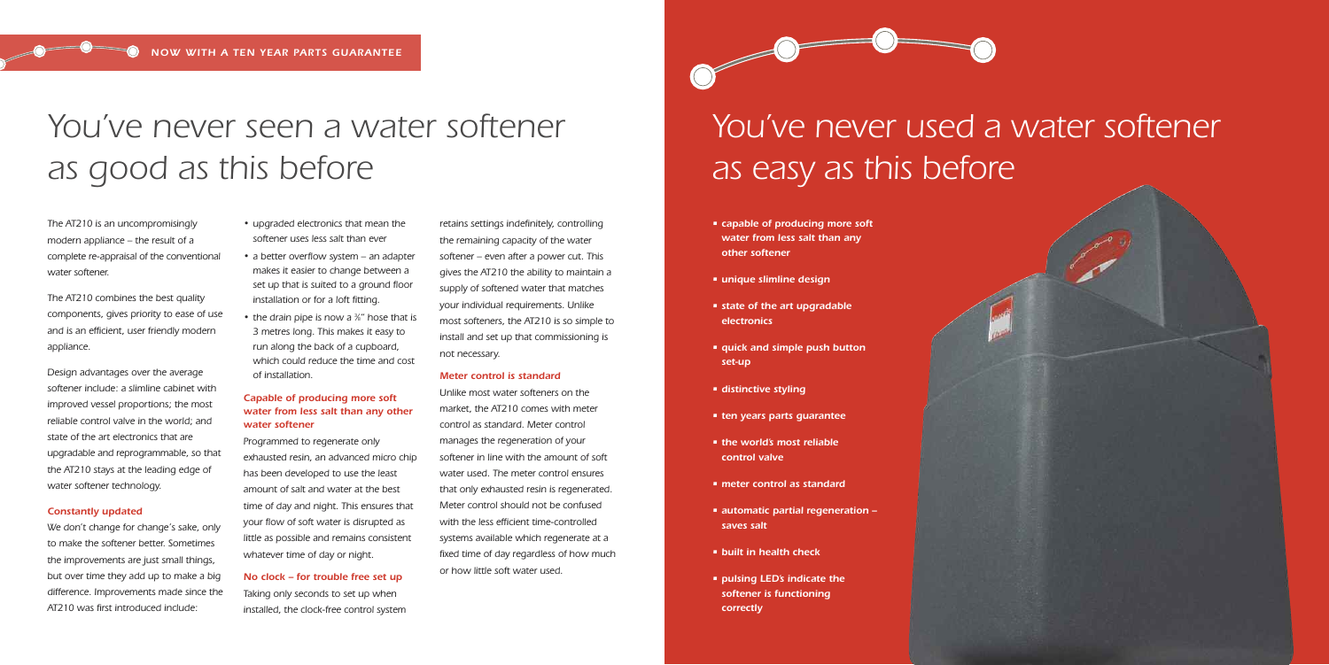NOW WITH A TEN YEAR PARTS GUARANTEE

# You've never seen a water softener as good as this before

The AT210 is an uncompromisingly modern appliance – the result of a complete re-appraisal of the conventional water softener.

The AT210 combines the best quality components, gives priority to ease of use and is an efficient, user friendly modern appliance.

Design advantages over the average softener include: a slimline cabinet with improved vessel proportions; the most reliable control valve in the world; and state of the art electronics that are upgradable and reprogrammable, so that the AT210 stays at the leading edge of water softener technology.

### Constantly updated

We don't change for change's sake, only to make the softener better. Sometimes the improvements are just small things, but over time they add up to make a big difference. Improvements made since the AT210 was first introduced include:

- upgraded electronics that mean the softener uses less salt than ever
- a better overflow system – an adapter makes it easier to change between a set up that is suited to a ground floor installation or for a loft fitting.
- the drain pipe is now a ⅜" hose that is 3 metres long. This makes it easy to run along the back of a cupboard, which could reduce the time and cost of installation.

### Capable of producing more soft water from less salt than any other water softener

Programmed to regenerate only exhausted resin, an advanced micro chip has been developed to use the least amount of salt and water at the best time of day and night. This ensures that your flow of soft water is disrupted as little as possible and remains consistent whatever time of day or night.

### No clock – for trouble free set up

Taking only seconds to set up when installed, the clock-free control system retains settings indefinitely, controlling the remaining capacity of the water softener – even after a power cut. This gives the AT210 the ability to maintain a supply of softened water that matches your individual requirements. Unlike most softeners, the AT210 is so simple to install and set up that commissioning is not necessary.

### Meter control is standard

Unlike most water softeners on the market, the AT210 comes with meter control as standard. Meter control manages the regeneration of your softener in line with the amount of soft water used. The meter control ensures that only exhausted resin is regenerated. Meter control should not be confused with the less efficient time-controlled systems available which regenerate at a fixed time of day regardless of how much or how little soft water used.

# You've never used a water softener as easy as this before

- capable of producing more soft water from less salt than any other softener
- unique slimline design
- state of the art upgradable electronics
- quick and simple push button set-up
- distinctive styling
- ten years parts guarantee
- the world's most reliable control valve
- meter control as standard
- automatic partial regeneration – saves salt
- built in health check
- pulsing LED's indicate the softener is functioning correctly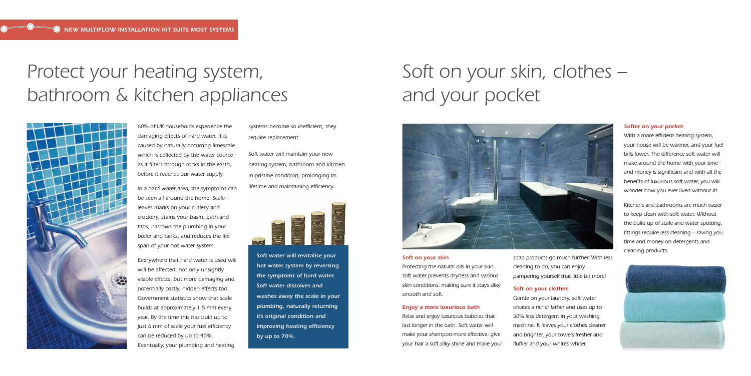**NEW MULTIFLOW INSTALLATION KIT SUITS MOST SYSTEMS**

# Protect your heating system, bathroom & kitchen appliances

60% of UK households experience the damaging effects of hard water. It is caused by naturally occurring limescale which is collected by the water source as it filters through rocks in the earth, before it reaches our water supply.

In a hard water area, the symptoms can be seen all around the home. Scale leaves marks on your cutlery and crockery, stains your basin, bath and taps, narrows the plumbing in your boiler and tanks, and reduces the life span of your hot water system.

Everywhere that hard water is used will will be affected, not only unsightly visible effects, but more damaging and potentially costly, hidden effects too. Government statistics show that scale builds at approximately 1.5 mm every year. By the time this has built up to just 6 mm of scale your fuel efficiency can be reduced by up to 40%. Eventually, your plumbing and heating systems become so inefficient, they require replacement.

Soft water will maintain your new heating system, bathroom and kitchen in pristine condition, prolonging its lifetime and maintaining efficiency.

**Soft water will revitalise your hot water system by reversing the symptoms of hard water. Soft water dissolves and washes away the scale in your plumbing, naturally returning it's original condition and improving heating efficiency by up to 70%.**

# Soft on your skin, clothes – and your pocket

**Soft on your skin**

Protecting the natural oils in your skin, soft water prevents dryness and various skin conditions, making sure it stays silky smooth and soft.

**Enjoy a more luxurious bath**

Relax and enjoy luxurious bubbles that last longer in the bath. Soft water will make your shampoo more effective, give your hair a soft silky shine and make your soap products go much further. With less cleaning to do, you can enjoy pampering yourself that little bit more!

**Soft on your clothes**

Gentle on your laundry, soft water creates a richer lather and uses up to 50% less detergent in your washing machine. It leaves your clothes cleaner and brighter, your towels fresher and fluffier and your whites whiter.

**Softer on your pocket**

With a more efficient heating system, your house will be warmer, and your fuel bills lower. The difference soft water will make around the home with your time and money is significant and with all the benefits of luxurious soft water, you will wonder how you ever lived without it!

Kitchens and bathrooms are much easier to keep clean with soft water. Without the build up of scale and water spotting, fittings require less cleaning – saving you time and money on detergents and cleaning products.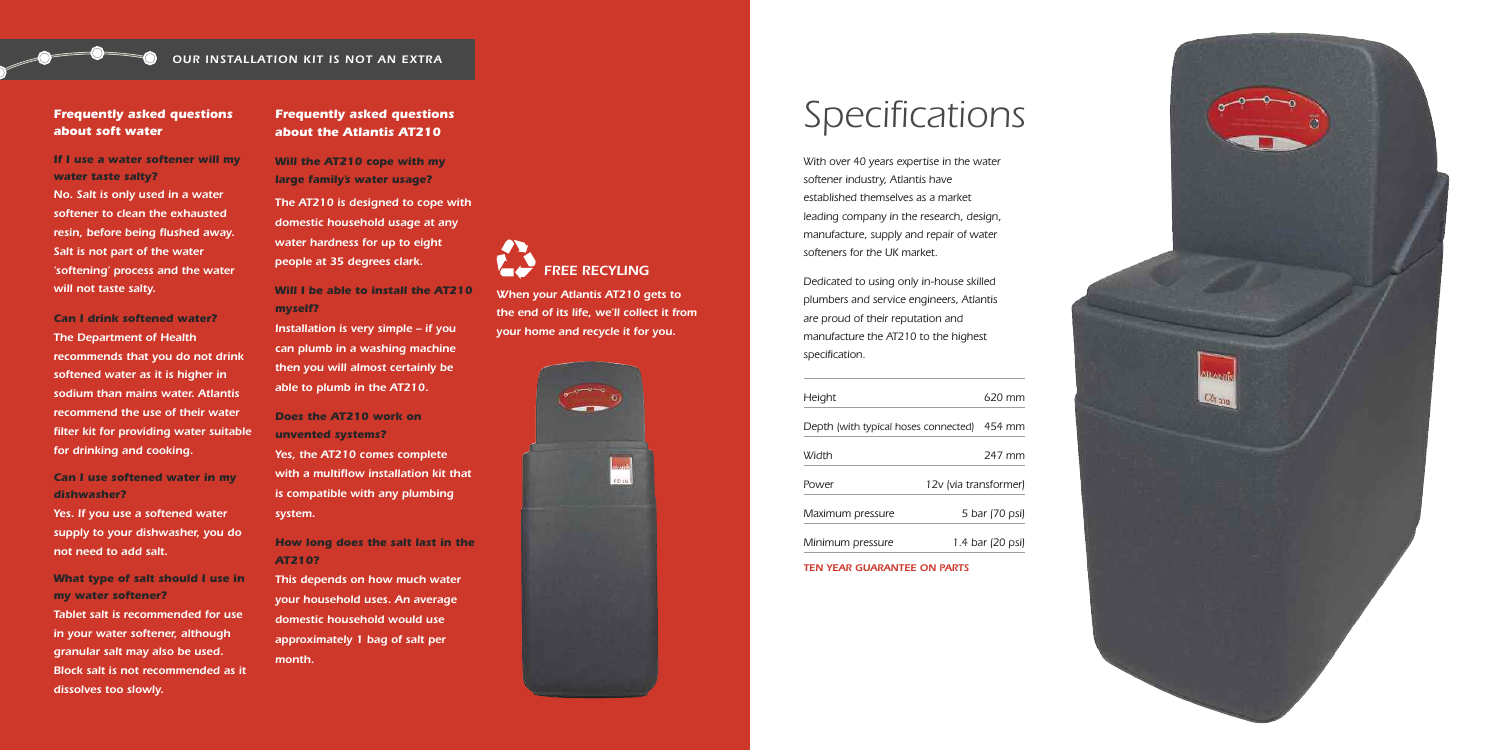OUR INSTALLATION KIT IS NOT AN EXTRA

### Frequently asked questions about soft water

**If I use a water softener will my water taste salty?**

No. Salt is only used in a water softener to clean the exhausted resin, before being flushed away. Salt is not part of the water 'softening' process and the water will not taste salty.

**Can I drink softened water?**

The Department of Health recommends that you do not drink softened water as it is higher in sodium than mains water. Atlantis recommend the use of their water filter kit for providing water suitable for drinking and cooking.

**Can I use softened water in my dishwasher?**

Yes. If you use a softened water supply to your dishwasher, you do not need to add salt.

**What type of salt should I use in my water softener?**

Tablet salt is recommended for use in your water softener, although granular salt may also be used. Block salt is not recommended as it dissolves too slowly.

### Frequently asked questions about the Atlantis AT210

**Will the AT210 cope with my large family's water usage?**

The AT210 is designed to cope with domestic household usage at any water hardness for up to eight people at 35 degrees clark.

**Will I be able to install the AT210 myself?**

Installation is very simple – if you can plumb in a washing machine then you will almost certainly be able to plumb in the AT210.

**Does the AT210 work on unvented systems?**

Yes, the AT210 comes complete with a multiflow installation kit that is compatible with any plumbing system.

**How long does the salt last in the AT210?**

This depends on how much water your household uses. An average domestic household would use approximately 1 bag of salt per month.

### FREE RECYLING

When your Atlantis AT210 gets to the end of its life, we'll collect it from your home and recycle it for you.

# Specifications

With over 40 years expertise in the water softener industry, Atlantis have established themselves as a market leading company in the research, design, manufacture, supply and repair of water softeners for the UK market.

Dedicated to using only in-house skilled plumbers and service engineers, Atlantis are proud of their reputation and manufacture the AT210 to the highest specification.

| | |
|---|---|
| Height | 620 mm |
| Depth (with typical hoses connected) | 454 mm |
| Width | 247 mm |
| Power | 12v (via transformer) |
| Maximum pressure | 5 bar (70 psi) |
| Minimum pressure | 1.4 bar (20 psi) |

TEN YEAR GUARANTEE ON PARTS